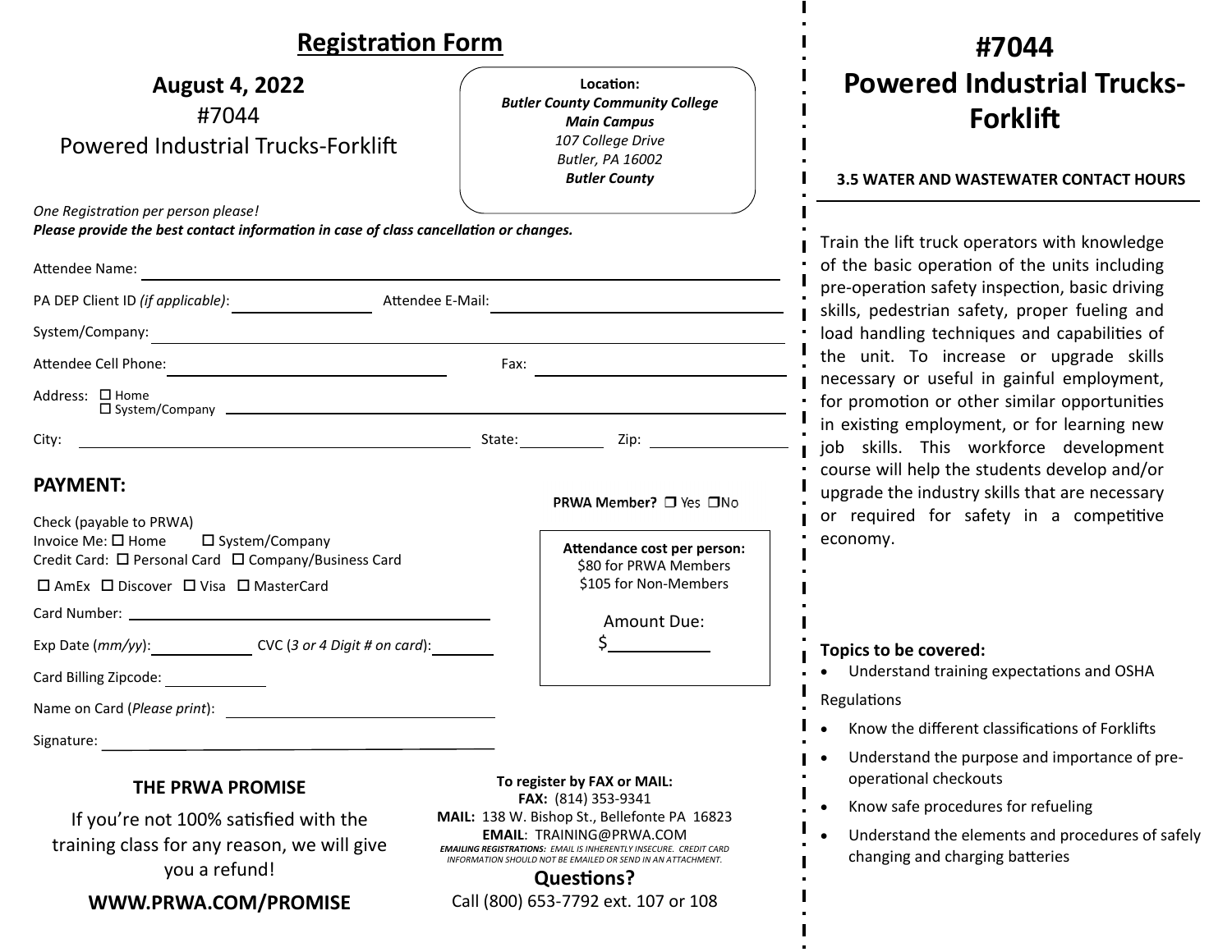## Registration Form

**August 4, 2022**

#7044

Powered Industrial Trucks-Forklift

**Location:**
***Butler County Community College***
***Main Campus***
*107 College Drive*
*Butler, PA 16002*
***Butler County***

*One Registration per person please!*
***Please provide the best contact information in case of class cancellation or changes.***

Attendee Name: ______________________________

PA DEP Client ID *(if applicable)*: ______________ Attendee E-Mail: ______________________

System/Company: ______________________________

Attendee Cell Phone: ______________________ Fax: ______________________

Address: ☐ Home ☐ System/Company ______________________________

City: ______________________ State: __________ Zip: __________

### PAYMENT:

**PRWA Member?** ☐ Yes ☐ No

Check (payable to PRWA)
Invoice Me: ☐ Home ☐ System/Company
Credit Card: ☐ Personal Card ☐ Company/Business Card

☐ AmEx ☐ Discover ☐ Visa ☐ MasterCard

Card Number: ______________________________

Exp Date (*mm/yy*): __________ CVC (*3 or 4 Digit # on card*): __________

Card Billing Zipcode: __________

Name on Card (*Please print*): ______________________

Signature: ______________________________

**Attendance cost per person:**
$80 for PRWA Members
$105 for Non-Members

Amount Due:
$__________

### THE PRWA PROMISE

If you're not 100% satisfied with the training class for any reason, we will give you a refund!

**WWW.PRWA.COM/PROMISE**

**To register by FAX or MAIL:**
**FAX:** (814) 353-9341
**MAIL:** 138 W. Bishop St., Bellefonte PA 16823
**EMAIL**: TRAINING@PRWA.COM
***EMAILING REGISTRATIONS:** EMAIL IS INHERENTLY INSECURE. CREDIT CARD INFORMATION SHOULD NOT BE EMAILED OR SEND IN AN ATTACHMENT.*

**Questions?**
Call (800) 653-7792 ext. 107 or 108

# #7044 Powered Industrial Trucks-Forklift

**3.5 WATER AND WASTEWATER CONTACT HOURS**

Train the lift truck operators with knowledge of the basic operation of the units including pre-operation safety inspection, basic driving skills, pedestrian safety, proper fueling and load handling techniques and capabilities of the unit. To increase or upgrade skills necessary or useful in gainful employment, for promotion or other similar opportunities in existing employment, or for learning new job skills. This workforce development course will help the students develop and/or upgrade the industry skills that are necessary or required for safety in a competitive economy.

**Topics to be covered:**

- Understand training expectations and OSHA Regulations
- Know the different classifications of Forklifts
- Understand the purpose and importance of pre-operational checkouts
- Know safe procedures for refueling
- Understand the elements and procedures of safely changing and charging batteries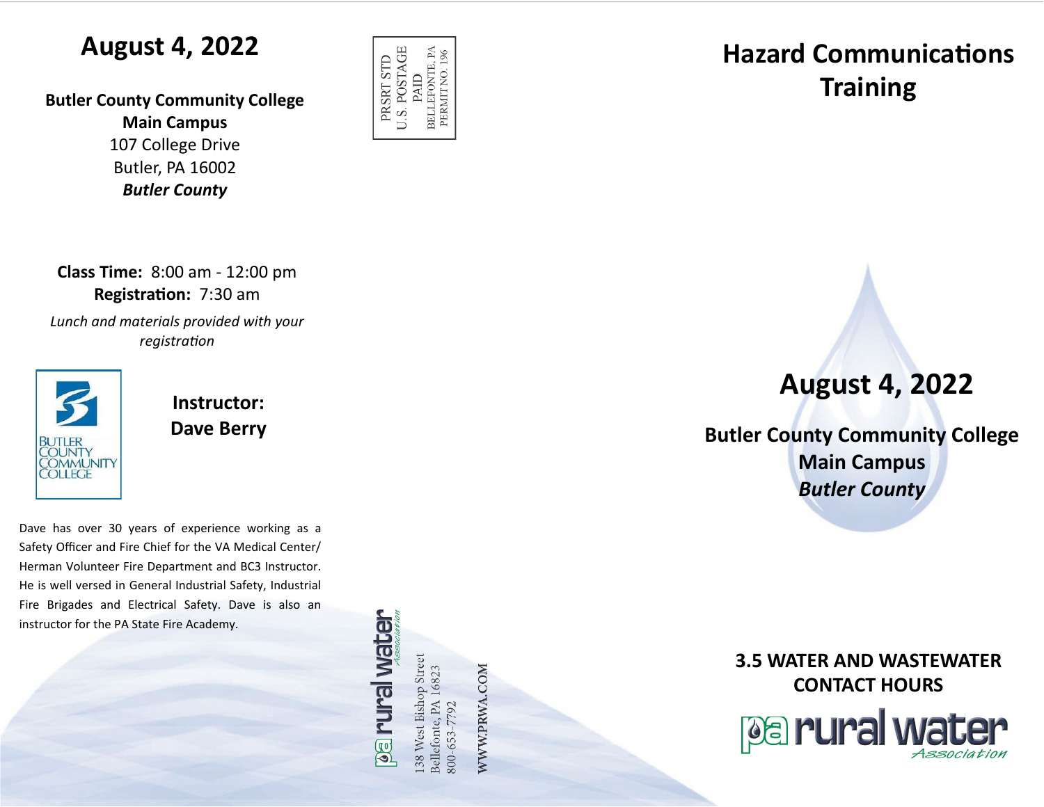## August 4, 2022

**Butler County Community College**
**Main Campus**
107 College Drive
Butler, PA 16002
***Butler County***

**Class Time:** 8:00 am - 12:00 pm
**Registration:** 7:30 am

*Lunch and materials provided with your registration*

BUTLER COUNTY COMMUNITY COLLEGE

**Instructor:**
**Dave Berry**

Dave has over 30 years of experience working as a Safety Officer and Fire Chief for the VA Medical Center/ Herman Volunteer Fire Department and BC3 Instructor. He is well versed in General Industrial Safety, Industrial Fire Brigades and Electrical Safety. Dave is also an instructor for the PA State Fire Academy.

PRSRT STD
U.S. POSTAGE
PAID
BELLEFONTE, PA
PERMIT NO. 196

pa rural water Association
138 West Bishop Street
Bellefonte, PA 16823
800-653-7792

WWW.PRWA.COM

# Hazard Communications Training

## August 4, 2022

**Butler County Community College**
**Main Campus**
***Butler County***

**3.5 WATER AND WASTEWATER CONTACT HOURS**

pa rural water Association